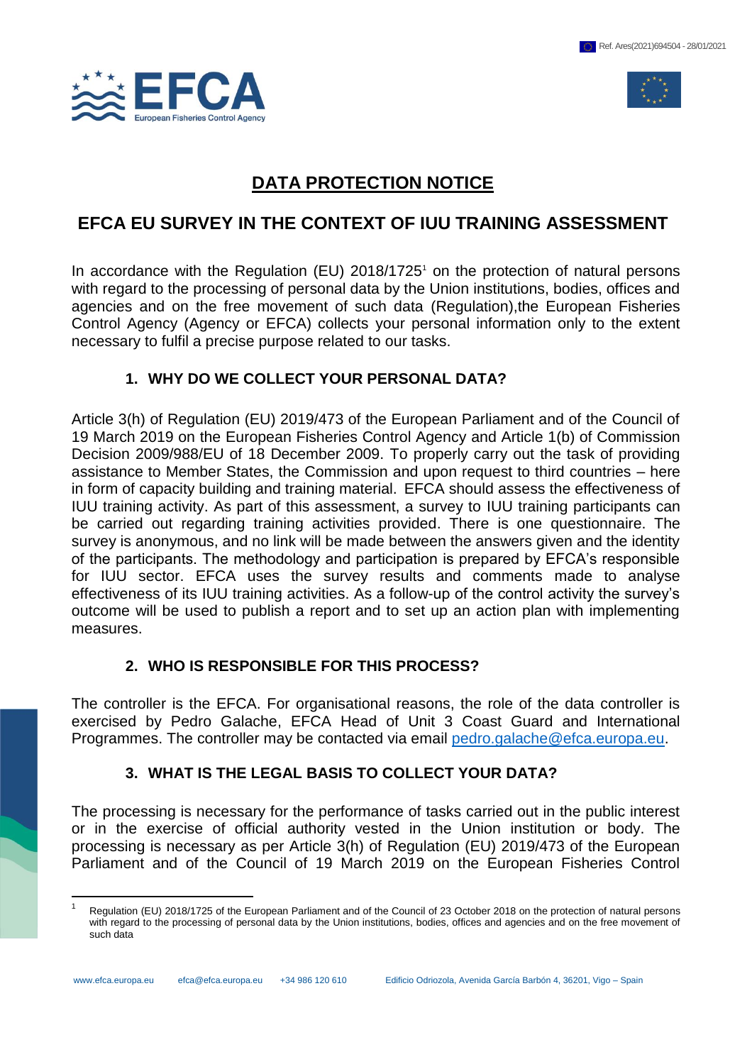# DATA PROTECTION NOTICE

## EFCA EU SURVEY IN THE CONTEXT OF IUU TRAINING ASSESSMENT

In accordance with the Regulation (EU) 2018/1725[1] on the protection of natural persons with regard to the processing of personal data by the Union institutions, bodies, offices and agencies and on the free movement of such data (Regulation),the European Fisheries Control Agency (Agency or EFCA) collects your personal information only to the extent necessary to fulfil a precise purpose related to our tasks.

### 1. WHY DO WE COLLECT YOUR PERSONAL DATA?

Article 3(h) of Regulation (EU) 2019/473 of the European Parliament and of the Council of 19 March 2019 on the European Fisheries Control Agency and Article 1(b) of Commission Decision 2009/988/EU of 18 December 2009. To properly carry out the task of providing assistance to Member States, the Commission and upon request to third countries – here in form of capacity building and training material. EFCA should assess the effectiveness of IUU training activity. As part of this assessment, a survey to IUU training participants can be carried out regarding training activities provided. There is one questionnaire. The survey is anonymous, and no link will be made between the answers given and the identity of the participants. The methodology and participation is prepared by EFCA's responsible for IUU sector. EFCA uses the survey results and comments made to analyse effectiveness of its IUU training activities. As a follow-up of the control activity the survey's outcome will be used to publish a report and to set up an action plan with implementing measures.

### 2. WHO IS RESPONSIBLE FOR THIS PROCESS?

The controller is the EFCA. For organisational reasons, the role of the data controller is exercised by Pedro Galache, EFCA Head of Unit 3 Coast Guard and International Programmes. The controller may be contacted via email pedro.galache@efca.europa.eu.

### 3. WHAT IS THE LEGAL BASIS TO COLLECT YOUR DATA?

The processing is necessary for the performance of tasks carried out in the public interest or in the exercise of official authority vested in the Union institution or body. The processing is necessary as per Article 3(h) of Regulation (EU) 2019/473 of the European Parliament and of the Council of 19 March 2019 on the European Fisheries Control

[1] Regulation (EU) 2018/1725 of the European Parliament and of the Council of 23 October 2018 on the protection of natural persons with regard to the processing of personal data by the Union institutions, bodies, offices and agencies and on the free movement of such data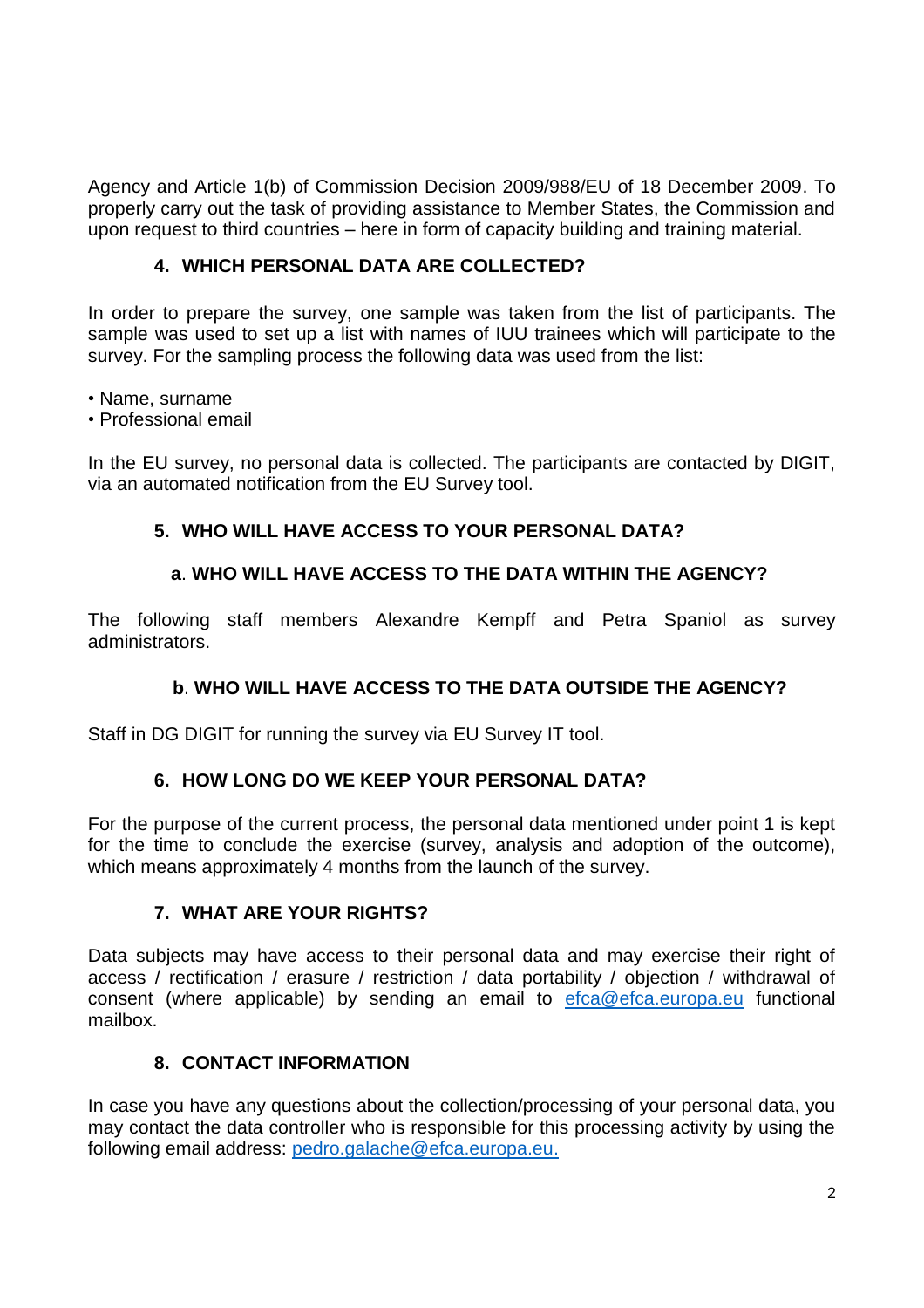Agency and Article 1(b) of Commission Decision 2009/988/EU of 18 December 2009. To properly carry out the task of providing assistance to Member States, the Commission and upon request to third countries – here in form of capacity building and training material.

## 4. WHICH PERSONAL DATA ARE COLLECTED?

In order to prepare the survey, one sample was taken from the list of participants. The sample was used to set up a list with names of IUU trainees which will participate to the survey. For the sampling process the following data was used from the list:

- Name, surname
- Professional email

In the EU survey, no personal data is collected. The participants are contacted by DIGIT, via an automated notification from the EU Survey tool.

## 5. WHO WILL HAVE ACCESS TO YOUR PERSONAL DATA?

### a. WHO WILL HAVE ACCESS TO THE DATA WITHIN THE AGENCY?

The following staff members Alexandre Kempff and Petra Spaniol as survey administrators.

### b. WHO WILL HAVE ACCESS TO THE DATA OUTSIDE THE AGENCY?

Staff in DG DIGIT for running the survey via EU Survey IT tool.

## 6. HOW LONG DO WE KEEP YOUR PERSONAL DATA?

For the purpose of the current process, the personal data mentioned under point 1 is kept for the time to conclude the exercise (survey, analysis and adoption of the outcome), which means approximately 4 months from the launch of the survey.

## 7. WHAT ARE YOUR RIGHTS?

Data subjects may have access to their personal data and may exercise their right of access / rectification / erasure / restriction / data portability / objection / withdrawal of consent (where applicable) by sending an email to efca@efca.europa.eu functional mailbox.

## 8. CONTACT INFORMATION

In case you have any questions about the collection/processing of your personal data, you may contact the data controller who is responsible for this processing activity by using the following email address: pedro.galache@efca.europa.eu.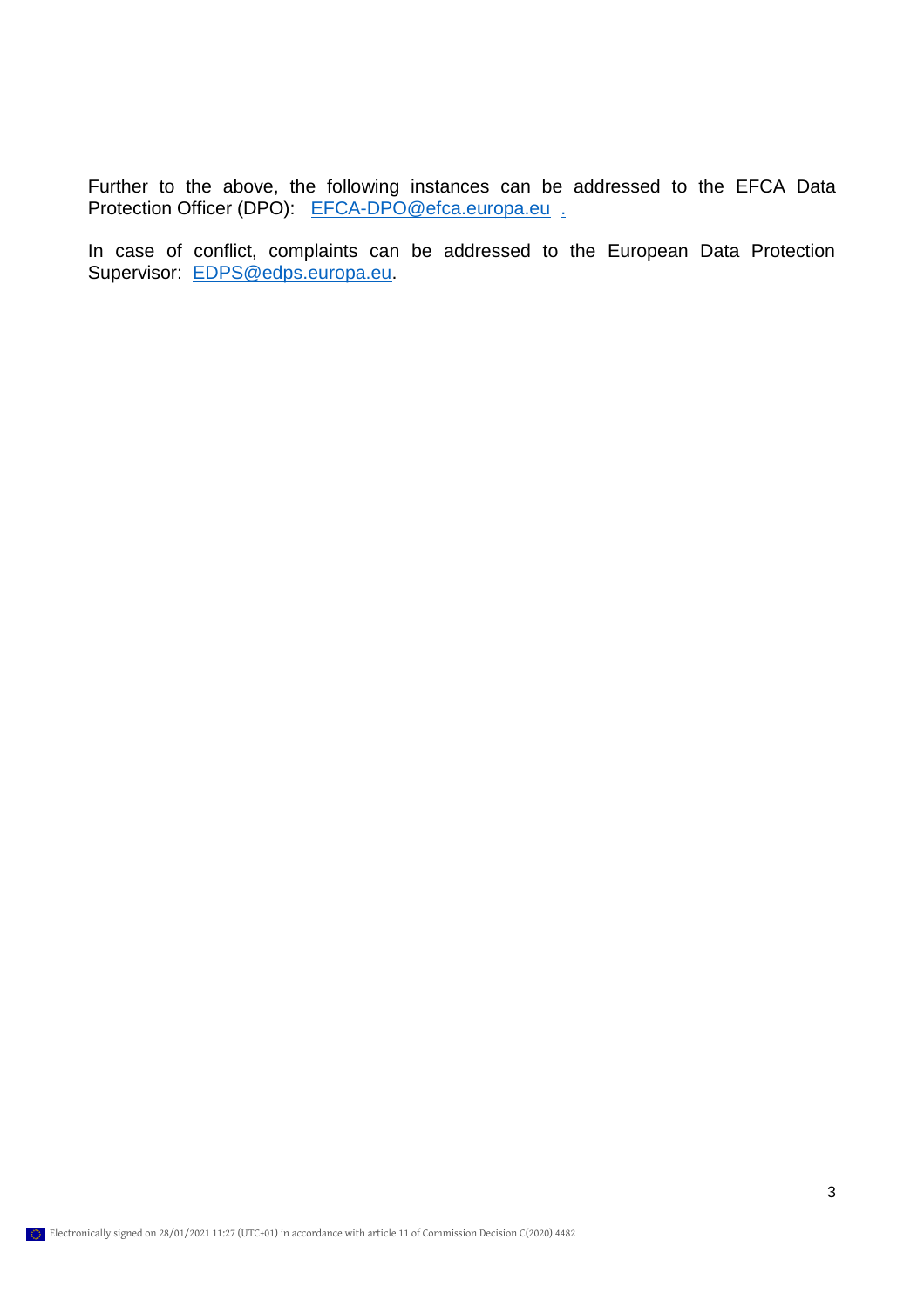Further to the above, the following instances can be addressed to the EFCA Data Protection Officer (DPO): EFCA-DPO@efca.europa.eu .

In case of conflict, complaints can be addressed to the European Data Protection Supervisor: EDPS@edps.europa.eu.

Electronically signed on 28/01/2021 11:27 (UTC+01) in accordance with article 11 of Commission Decision C(2020) 4482